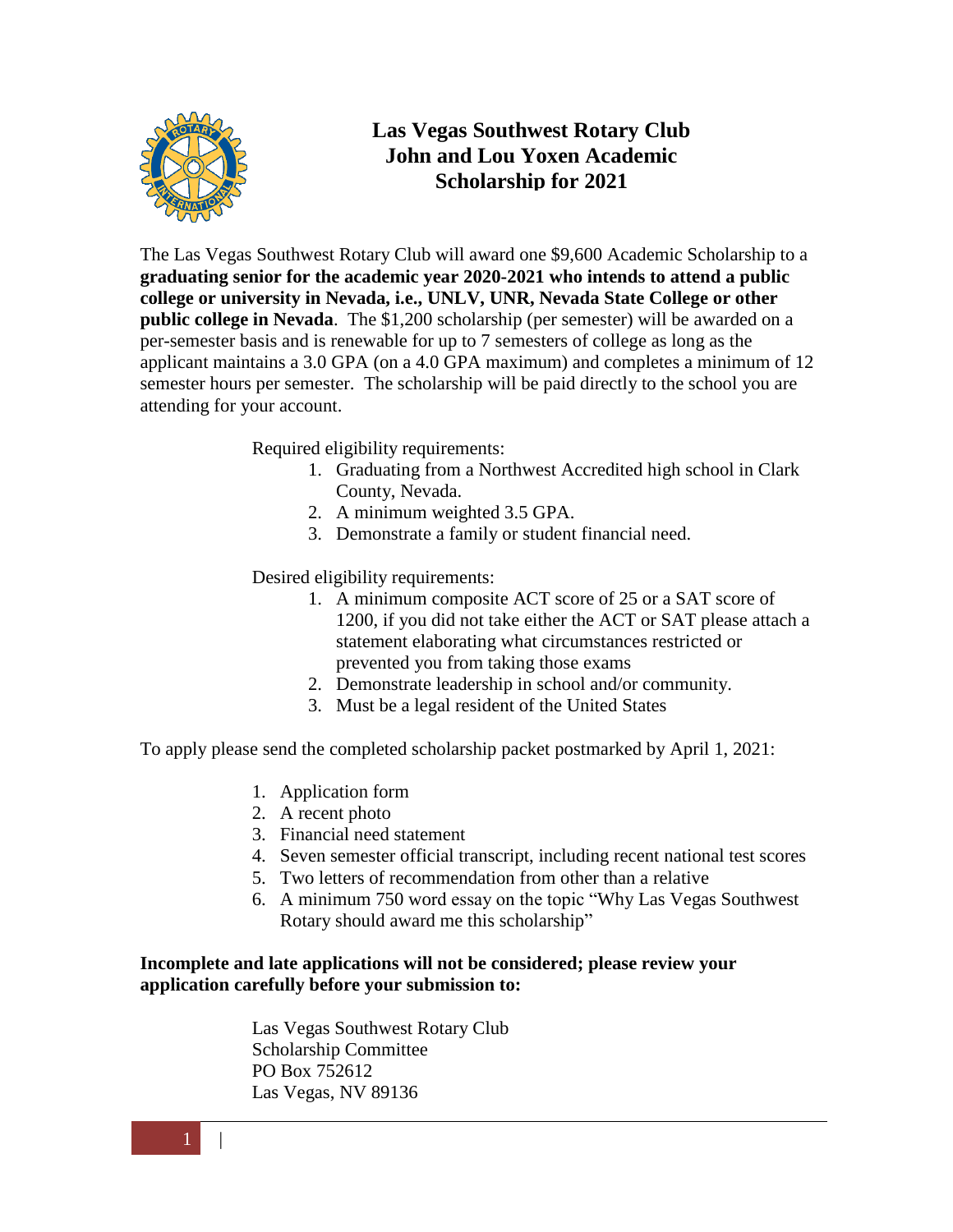# Las Vegas Southwest Rotary Club John and Lou Yoxen Academic Scholarship for 2021

The Las Vegas Southwest Rotary Club will award one $9,600 Academic Scholarship to a **graduating senior for the academic year 2020-2021 who intends to attend a public college or university in Nevada, i.e., UNLV, UNR, Nevada State College or other public college in Nevada**. The $1,200 scholarship (per semester) will be awarded on a per-semester basis and is renewable for up to 7 semesters of college as long as the applicant maintains a 3.0 GPA (on a 4.0 GPA maximum) and completes a minimum of 12 semester hours per semester. The scholarship will be paid directly to the school you are attending for your account.

Required eligibility requirements:

1. Graduating from a Northwest Accredited high school in Clark County, Nevada.
2. A minimum weighted 3.5 GPA.
3. Demonstrate a family or student financial need.

Desired eligibility requirements:

1. A minimum composite ACT score of 25 or a SAT score of 1200, if you did not take either the ACT or SAT please attach a statement elaborating what circumstances restricted or prevented you from taking those exams
2. Demonstrate leadership in school and/or community.
3. Must be a legal resident of the United States

To apply please send the completed scholarship packet postmarked by April 1, 2021:

1. Application form
2. A recent photo
3. Financial need statement
4. Seven semester official transcript, including recent national test scores
5. Two letters of recommendation from other than a relative
6. A minimum 750 word essay on the topic "Why Las Vegas Southwest Rotary should award me this scholarship"

**Incomplete and late applications will not be considered; please review your application carefully before your submission to:**

Las Vegas Southwest Rotary Club
Scholarship Committee
PO Box 752612
Las Vegas, NV 89136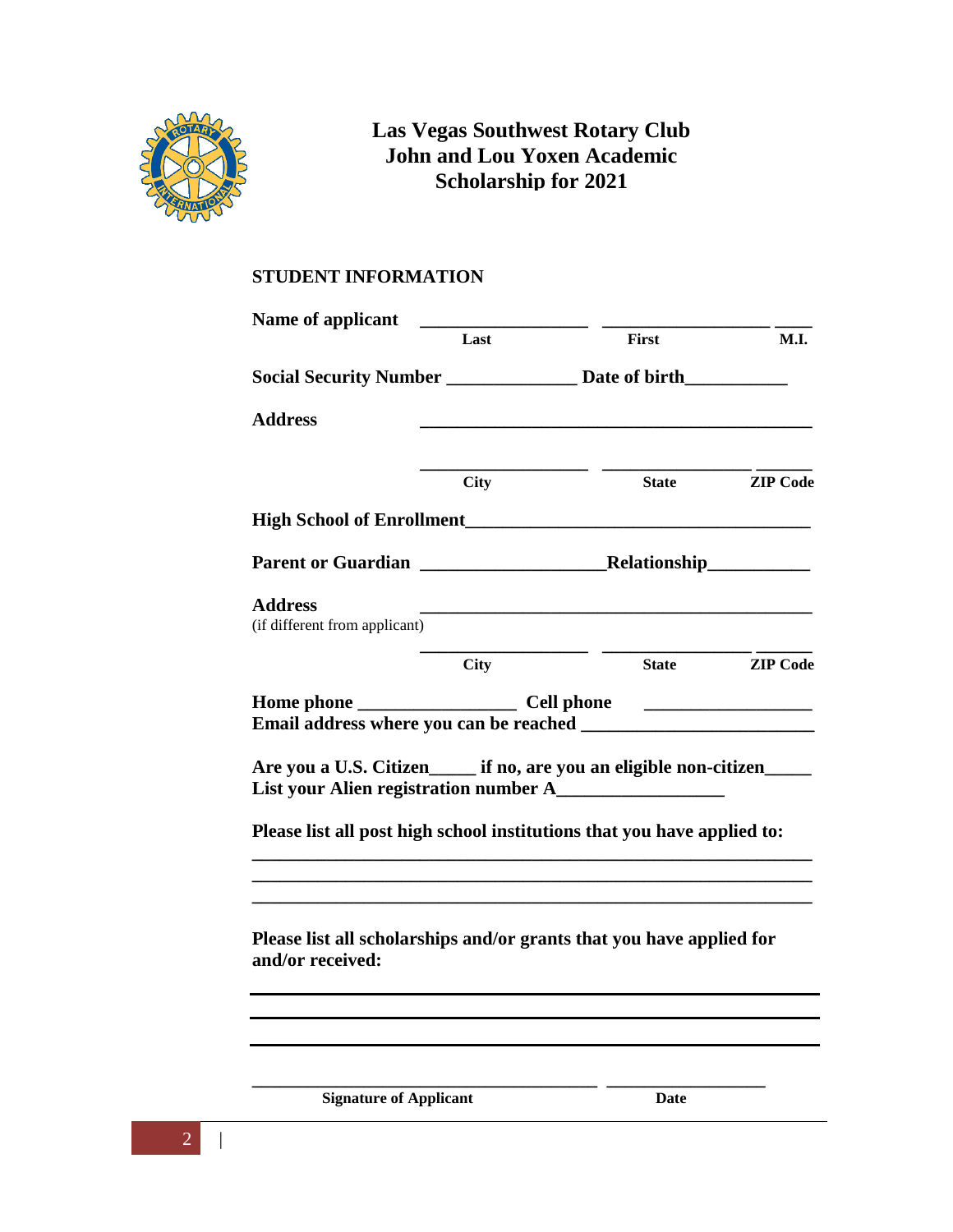# Las Vegas Southwest Rotary Club
# John and Lou Yoxen Academic
# Scholarship for 2021

## STUDENT INFORMATION

**Name of applicant** __________________ __________________ ____
Last First M.I.

**Social Security Number** ______________ **Date of birth**___________

**Address** ____________________________________________

__________________ __________________ ______
City State ZIP Code

**High School of Enrollment**_____________________________________

**Parent or Guardian** ___________________**Relationship**___________

**Address** ____________________________________________
(if different from applicant)

__________________ __________________ ______
City State ZIP Code

**Home phone** _________________ **Cell phone** __________________

**Email address where you can be reached** ________________________

**Are you a U.S. Citizen_____ if no, are you an eligible non-citizen_____**

**List your Alien registration number A__________________**

**Please list all post high school institutions that you have applied to:**

______________________________________________________________

______________________________________________________________

______________________________________________________________

**Please list all scholarships and/or grants that you have applied for and/or received:**

______________________________________________________________

______________________________________________________________

______________________________________________________________

______________________________________ __________________
**Signature of Applicant** **Date**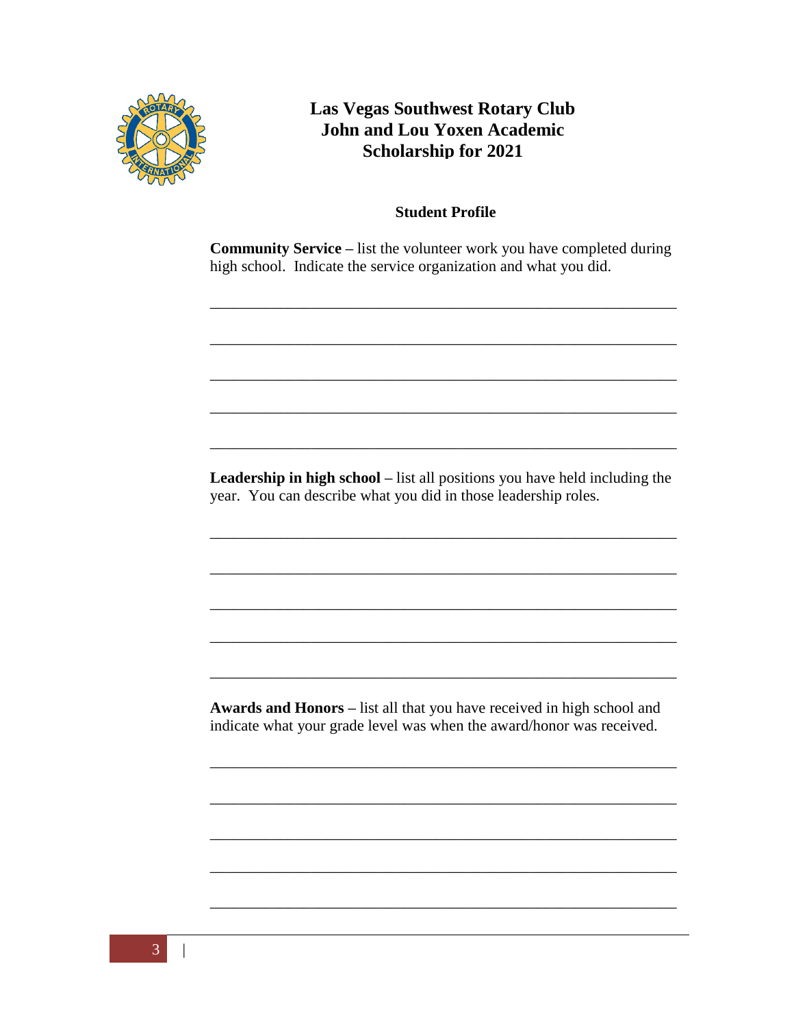# Las Vegas Southwest Rotary Club
# John and Lou Yoxen Academic Scholarship for 2021

## Student Profile

**Community Service –** list the volunteer work you have completed during high school. Indicate the service organization and what you did.

_______________________________________________________________

_______________________________________________________________

_______________________________________________________________

_______________________________________________________________

_______________________________________________________________

**Leadership in high school –** list all positions you have held including the year. You can describe what you did in those leadership roles.

_______________________________________________________________

_______________________________________________________________

_______________________________________________________________

_______________________________________________________________

_______________________________________________________________

**Awards and Honors –** list all that you have received in high school and indicate what your grade level was when the award/honor was received.

_______________________________________________________________

_______________________________________________________________

_______________________________________________________________

_______________________________________________________________

_______________________________________________________________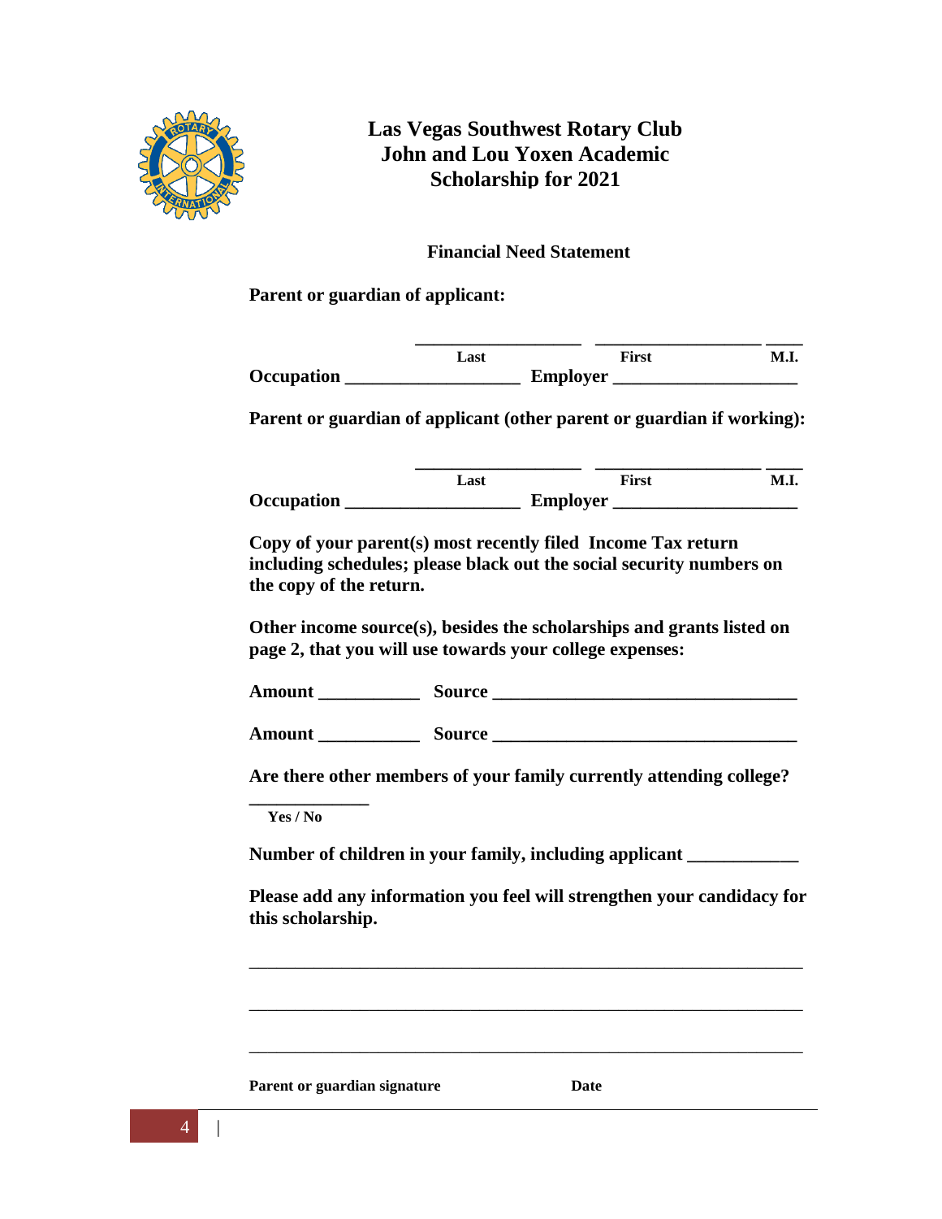# Las Vegas Southwest Rotary Club
# John and Lou Yoxen Academic Scholarship for 2021

## Financial Need Statement

**Parent or guardian of applicant:**

**\_\_\_\_\_\_\_\_\_\_\_\_\_\_\_\_\_\_ \_\_\_\_\_\_\_\_\_\_\_\_\_\_\_\_\_\_ \_\_\_\_**

**Last First M.I.**

**Occupation \_\_\_\_\_\_\_\_\_\_\_\_\_\_\_\_\_\_\_ Employer \_\_\_\_\_\_\_\_\_\_\_\_\_\_\_\_\_\_\_\_**

**Parent or guardian of applicant (other parent or guardian if working):**

**\_\_\_\_\_\_\_\_\_\_\_\_\_\_\_\_\_\_ \_\_\_\_\_\_\_\_\_\_\_\_\_\_\_\_\_\_ \_\_\_\_**

**Last First M.I.**

**Occupation \_\_\_\_\_\_\_\_\_\_\_\_\_\_\_\_\_\_\_ Employer \_\_\_\_\_\_\_\_\_\_\_\_\_\_\_\_\_\_\_\_**

**Copy of your parent(s) most recently filed Income Tax return including schedules; please black out the social security numbers on the copy of the return.**

**Other income source(s), besides the scholarships and grants listed on page 2, that you will use towards your college expenses:**

**Amount \_\_\_\_\_\_\_\_\_\_\_ Source \_\_\_\_\_\_\_\_\_\_\_\_\_\_\_\_\_\_\_\_\_\_\_\_\_\_\_\_\_\_\_\_\_\_**

**Amount \_\_\_\_\_\_\_\_\_\_\_ Source \_\_\_\_\_\_\_\_\_\_\_\_\_\_\_\_\_\_\_\_\_\_\_\_\_\_\_\_\_\_\_\_\_\_**

**Are there other members of your family currently attending college?**

**\_\_\_\_\_\_\_\_\_\_\_\_\_**

**Yes / No**

**Number of children in your family, including applicant \_\_\_\_\_\_\_\_\_\_\_\_**

**Please add any information you feel will strengthen your candidacy for this scholarship.**

\_\_\_\_\_\_\_\_\_\_\_\_\_\_\_\_\_\_\_\_\_\_\_\_\_\_\_\_\_\_\_\_\_\_\_\_\_\_\_\_\_\_\_\_\_\_\_\_\_\_\_\_\_\_\_\_\_\_\_\_\_\_

\_\_\_\_\_\_\_\_\_\_\_\_\_\_\_\_\_\_\_\_\_\_\_\_\_\_\_\_\_\_\_\_\_\_\_\_\_\_\_\_\_\_\_\_\_\_\_\_\_\_\_\_\_\_\_\_\_\_\_\_\_\_

\_\_\_\_\_\_\_\_\_\_\_\_\_\_\_\_\_\_\_\_\_\_\_\_\_\_\_\_\_\_\_\_\_\_\_\_\_\_\_\_\_\_\_\_\_\_\_\_\_\_\_\_\_\_\_\_\_\_\_\_\_\_

**Parent or guardian signature Date**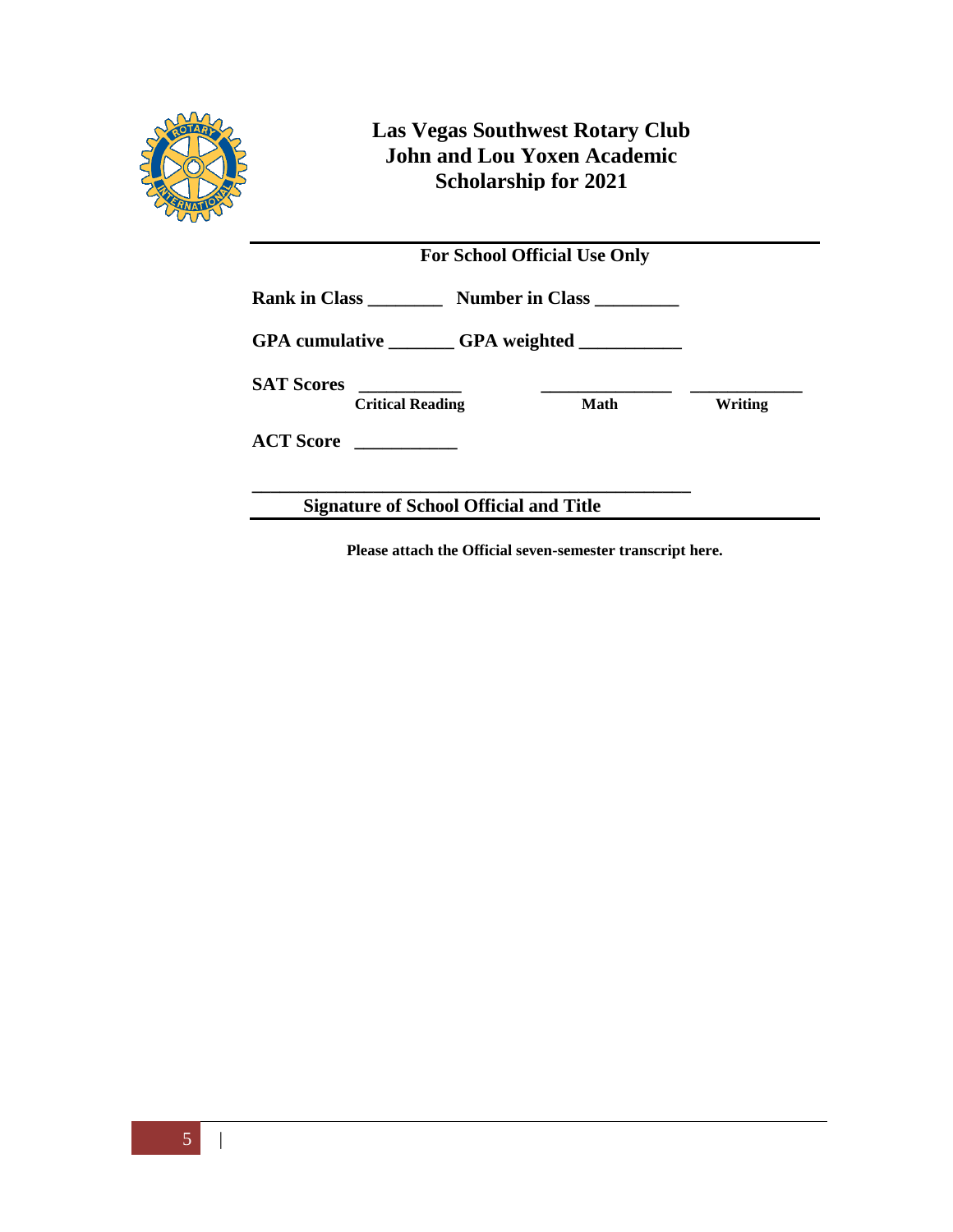# Las Vegas Southwest Rotary Club
# John and Lou Yoxen Academic
# Scholarship for 2021

**For School Official Use Only**

**Rank in Class ________ Number in Class _________**

**GPA cumulative _______ GPA weighted ___________**

**SAT Scores ___________ ______________ ____________**
**Critical Reading Math Writing**

**ACT Score ___________**

_______________________________________________
**Signature of School Official and Title**

**Please attach the Official seven-semester transcript here.**